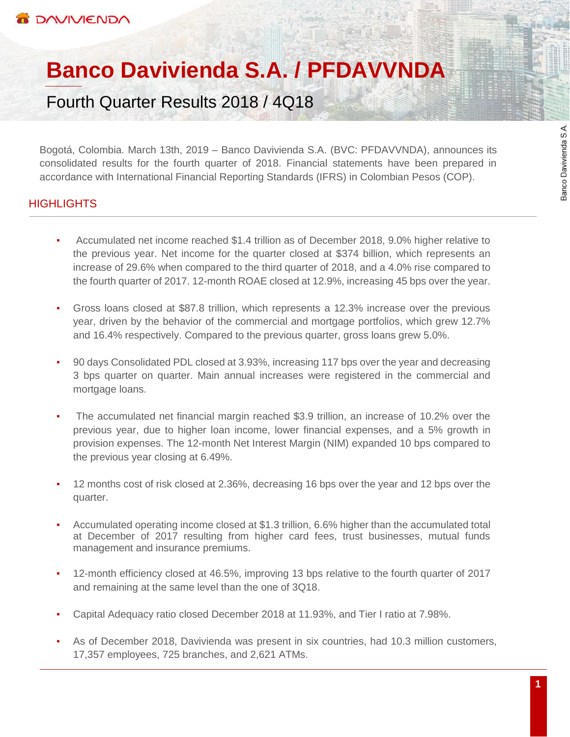# Banco Davivienda S.A. / PFDAVVNDA

## Fourth Quarter Results 2018 / 4Q18

Bogotá, Colombia. March 13th, 2019 – Banco Davivienda S.A. (BVC: PFDAVVNDA), announces its consolidated results for the fourth quarter of 2018. Financial statements have been prepared in accordance with International Financial Reporting Standards (IFRS) in Colombian Pesos (COP).

## HIGHLIGHTS

- Accumulated net income reached $1.4 trillion as of December 2018, 9.0% higher relative to the previous year. Net income for the quarter closed at $374 billion, which represents an increase of 29.6% when compared to the third quarter of 2018, and a 4.0% rise compared to the fourth quarter of 2017. 12-month ROAE closed at 12.9%, increasing 45 bps over the year.

- Gross loans closed at $87.8 trillion, which represents a 12.3% increase over the previous year, driven by the behavior of the commercial and mortgage portfolios, which grew 12.7% and 16.4% respectively. Compared to the previous quarter, gross loans grew 5.0%.

- 90 days Consolidated PDL closed at 3.93%, increasing 117 bps over the year and decreasing 3 bps quarter on quarter. Main annual increases were registered in the commercial and mortgage loans.

- The accumulated net financial margin reached $3.9 trillion, an increase of 10.2% over the previous year, due to higher loan income, lower financial expenses, and a 5% growth in provision expenses. The 12-month Net Interest Margin (NIM) expanded 10 bps compared to the previous year closing at 6.49%.

- 12 months cost of risk closed at 2.36%, decreasing 16 bps over the year and 12 bps over the quarter.

- Accumulated operating income closed at $1.3 trillion, 6.6% higher than the accumulated total at December of 2017 resulting from higher card fees, trust businesses, mutual funds management and insurance premiums.

- 12-month efficiency closed at 46.5%, improving 13 bps relative to the fourth quarter of 2017 and remaining at the same level than the one of 3Q18.

- Capital Adequacy ratio closed December 2018 at 11.93%, and Tier I ratio at 7.98%.

- As of December 2018, Davivienda was present in six countries, had 10.3 million customers, 17,357 employees, 725 branches, and 2,621 ATMs.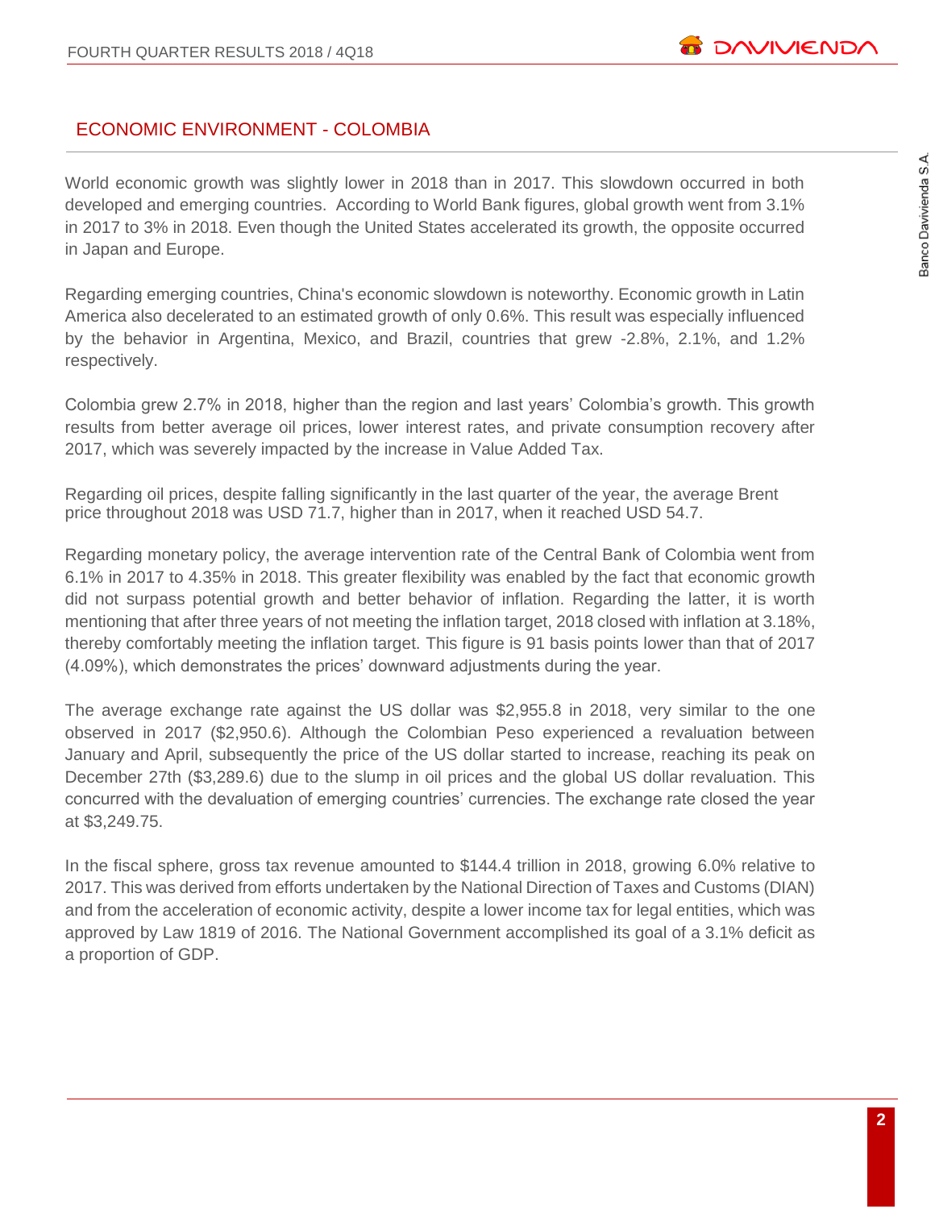## ECONOMIC ENVIRONMENT - COLOMBIA

World economic growth was slightly lower in 2018 than in 2017. This slowdown occurred in both developed and emerging countries. According to World Bank figures, global growth went from 3.1% in 2017 to 3% in 2018. Even though the United States accelerated its growth, the opposite occurred in Japan and Europe.

Regarding emerging countries, China's economic slowdown is noteworthy. Economic growth in Latin America also decelerated to an estimated growth of only 0.6%. This result was especially influenced by the behavior in Argentina, Mexico, and Brazil, countries that grew -2.8%, 2.1%, and 1.2% respectively.

Colombia grew 2.7% in 2018, higher than the region and last years' Colombia's growth. This growth results from better average oil prices, lower interest rates, and private consumption recovery after 2017, which was severely impacted by the increase in Value Added Tax.

Regarding oil prices, despite falling significantly in the last quarter of the year, the average Brent price throughout 2018 was USD 71.7, higher than in 2017, when it reached USD 54.7.

Regarding monetary policy, the average intervention rate of the Central Bank of Colombia went from 6.1% in 2017 to 4.35% in 2018. This greater flexibility was enabled by the fact that economic growth did not surpass potential growth and better behavior of inflation. Regarding the latter, it is worth mentioning that after three years of not meeting the inflation target, 2018 closed with inflation at 3.18%, thereby comfortably meeting the inflation target. This figure is 91 basis points lower than that of 2017 (4.09%), which demonstrates the prices' downward adjustments during the year.

The average exchange rate against the US dollar was $2,955.8 in 2018, very similar to the one observed in 2017 ($2,950.6). Although the Colombian Peso experienced a revaluation between January and April, subsequently the price of the US dollar started to increase, reaching its peak on December 27th ($3,289.6) due to the slump in oil prices and the global US dollar revaluation. This concurred with the devaluation of emerging countries' currencies. The exchange rate closed the year at $3,249.75.

In the fiscal sphere, gross tax revenue amounted to $144.4 trillion in 2018, growing 6.0% relative to 2017. This was derived from efforts undertaken by the National Direction of Taxes and Customs (DIAN) and from the acceleration of economic activity, despite a lower income tax for legal entities, which was approved by Law 1819 of 2016. The National Government accomplished its goal of a 3.1% deficit as a proportion of GDP.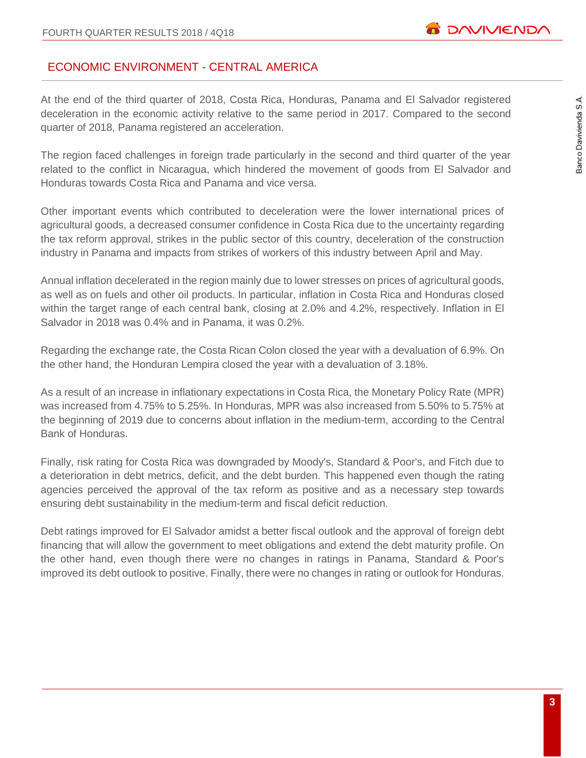## ECONOMIC ENVIRONMENT - CENTRAL AMERICA

At the end of the third quarter of 2018, Costa Rica, Honduras, Panama and El Salvador registered deceleration in the economic activity relative to the same period in 2017. Compared to the second quarter of 2018, Panama registered an acceleration.

The region faced challenges in foreign trade particularly in the second and third quarter of the year related to the conflict in Nicaragua, which hindered the movement of goods from El Salvador and Honduras towards Costa Rica and Panama and vice versa.

Other important events which contributed to deceleration were the lower international prices of agricultural goods, a decreased consumer confidence in Costa Rica due to the uncertainty regarding the tax reform approval, strikes in the public sector of this country, deceleration of the construction industry in Panama and impacts from strikes of workers of this industry between April and May.

Annual inflation decelerated in the region mainly due to lower stresses on prices of agricultural goods, as well as on fuels and other oil products. In particular, inflation in Costa Rica and Honduras closed within the target range of each central bank, closing at 2.0% and 4.2%, respectively. Inflation in El Salvador in 2018 was 0.4% and in Panama, it was 0.2%.

Regarding the exchange rate, the Costa Rican Colon closed the year with a devaluation of 6.9%. On the other hand, the Honduran Lempira closed the year with a devaluation of 3.18%.

As a result of an increase in inflationary expectations in Costa Rica, the Monetary Policy Rate (MPR) was increased from 4.75% to 5.25%. In Honduras, MPR was also increased from 5.50% to 5.75% at the beginning of 2019 due to concerns about inflation in the medium-term, according to the Central Bank of Honduras.

Finally, risk rating for Costa Rica was downgraded by Moody's, Standard & Poor's, and Fitch due to a deterioration in debt metrics, deficit, and the debt burden. This happened even though the rating agencies perceived the approval of the tax reform as positive and as a necessary step towards ensuring debt sustainability in the medium-term and fiscal deficit reduction.

Debt ratings improved for El Salvador amidst a better fiscal outlook and the approval of foreign debt financing that will allow the government to meet obligations and extend the debt maturity profile. On the other hand, even though there were no changes in ratings in Panama, Standard & Poor's improved its debt outlook to positive. Finally, there were no changes in rating or outlook for Honduras.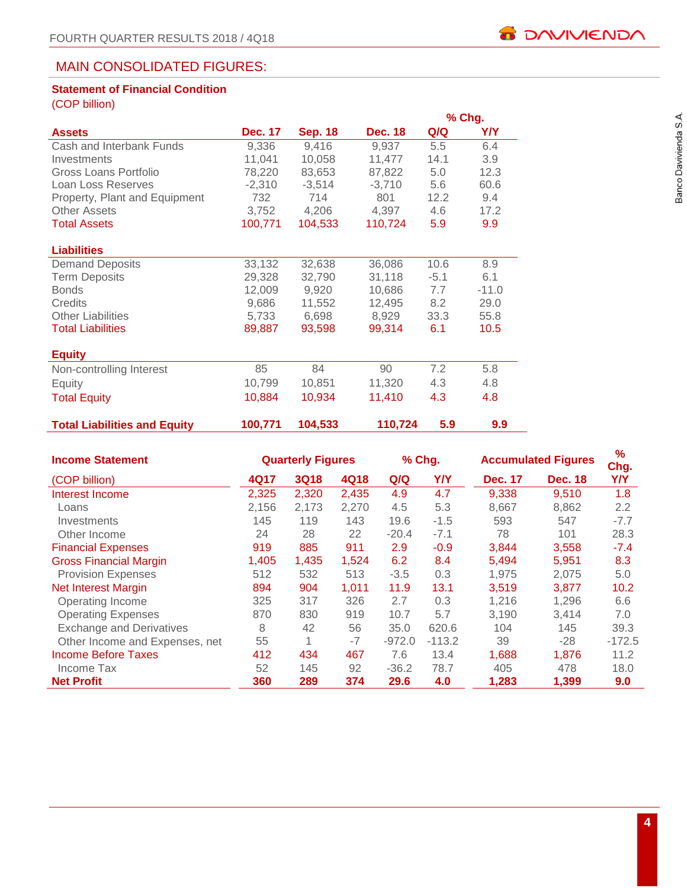## MAIN CONSOLIDATED FIGURES:

**Statement of Financial Condition**
(COP billion)

| Assets | Dec. 17 | Sep. 18 | Dec. 18 | % Chg. Q/Q | % Chg. Y/Y |
|---|---|---|---|---|---|
| Cash and Interbank Funds | 9,336 | 9,416 | 9,937 | 5.5 | 6.4 |
| Investments | 11,041 | 10,058 | 11,477 | 14.1 | 3.9 |
| Gross Loans Portfolio | 78,220 | 83,653 | 87,822 | 5.0 | 12.3 |
| Loan Loss Reserves | -2,310 | -3,514 | -3,710 | 5.6 | 60.6 |
| Property, Plant and Equipment | 732 | 714 | 801 | 12.2 | 9.4 |
| Other Assets | 3,752 | 4,206 | 4,397 | 4.6 | 17.2 |
| Total Assets | 100,771 | 104,533 | 110,724 | 5.9 | 9.9 |
| **Liabilities** | | | | | |
| Demand Deposits | 33,132 | 32,638 | 36,086 | 10.6 | 8.9 |
| Term Deposits | 29,328 | 32,790 | 31,118 | -5.1 | 6.1 |
| Bonds | 12,009 | 9,920 | 10,686 | 7.7 | -11.0 |
| Credits | 9,686 | 11,552 | 12,495 | 8.2 | 29.0 |
| Other Liabilities | 5,733 | 6,698 | 8,929 | 33.3 | 55.8 |
| Total Liabilities | 89,887 | 93,598 | 99,314 | 6.1 | 10.5 |
| **Equity** | | | | | |
| Non-controlling Interest | 85 | 84 | 90 | 7.2 | 5.8 |
| Equity | 10,799 | 10,851 | 11,320 | 4.3 | 4.8 |
| Total Equity | 10,884 | 10,934 | 11,410 | 4.3 | 4.8 |
| **Total Liabilities and Equity** | **100,771** | **104,533** | **110,724** | **5.9** | **9.9** |

| Income Statement (COP billion) | Quarterly Figures 4Q17 | 3Q18 | 4Q18 | % Chg. Q/Q | % Chg. Y/Y | Accumulated Figures Dec. 17 | Dec. 18 | % Chg. Y/Y |
|---|---|---|---|---|---|---|---|---|
| Interest Income | 2,325 | 2,320 | 2,435 | 4.9 | 4.7 | 9,338 | 9,510 | 1.8 |
| Loans | 2,156 | 2,173 | 2,270 | 4.5 | 5.3 | 8,667 | 8,862 | 2.2 |
| Investments | 145 | 119 | 143 | 19.6 | -1.5 | 593 | 547 | -7.7 |
| Other Income | 24 | 28 | 22 | -20.4 | -7.1 | 78 | 101 | 28.3 |
| Financial Expenses | 919 | 885 | 911 | 2.9 | -0.9 | 3,844 | 3,558 | -7.4 |
| Gross Financial Margin | 1,405 | 1,435 | 1,524 | 6.2 | 8.4 | 5,494 | 5,951 | 8.3 |
| Provision Expenses | 512 | 532 | 513 | -3.5 | 0.3 | 1,975 | 2,075 | 5.0 |
| Net Interest Margin | 894 | 904 | 1,011 | 11.9 | 13.1 | 3,519 | 3,877 | 10.2 |
| Operating Income | 325 | 317 | 326 | 2.7 | 0.3 | 1,216 | 1,296 | 6.6 |
| Operating Expenses | 870 | 830 | 919 | 10.7 | 5.7 | 3,190 | 3,414 | 7.0 |
| Exchange and Derivatives | 8 | 42 | 56 | 35.0 | 620.6 | 104 | 145 | 39.3 |
| Other Income and Expenses, net | 55 | 1 | -7 | -972.0 | -113.2 | 39 | -28 | -172.5 |
| Income Before Taxes | 412 | 434 | 467 | 7.6 | 13.4 | 1,688 | 1,876 | 11.2 |
| Income Tax | 52 | 145 | 92 | -36.2 | 78.7 | 405 | 478 | 18.0 |
| **Net Profit** | **360** | **289** | **374** | **29.6** | **4.0** | **1,283** | **1,399** | **9.0** |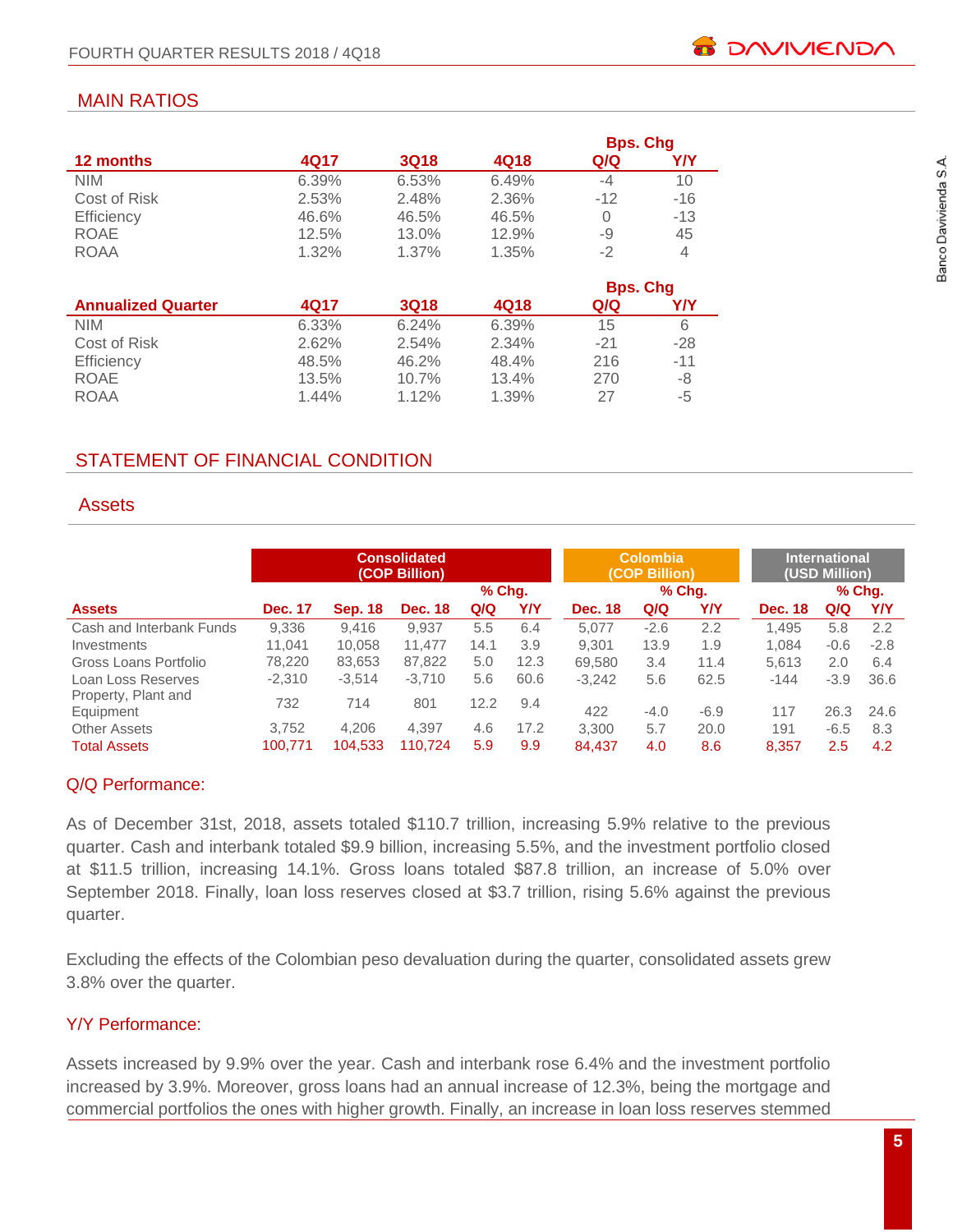## MAIN RATIOS

| 12 months | 4Q17 | 3Q18 | 4Q18 | Bps. Chg Q/Q | Bps. Chg Y/Y |
|---|---|---|---|---|---|
| NIM | 6.39% | 6.53% | 6.49% | -4 | 10 |
| Cost of Risk | 2.53% | 2.48% | 2.36% | -12 | -16 |
| Efficiency | 46.6% | 46.5% | 46.5% | 0 | -13 |
| ROAE | 12.5% | 13.0% | 12.9% | -9 | 45 |
| ROAA | 1.32% | 1.37% | 1.35% | -2 | 4 |

| Annualized Quarter | 4Q17 | 3Q18 | 4Q18 | Bps. Chg Q/Q | Bps. Chg Y/Y |
|---|---|---|---|---|---|
| NIM | 6.33% | 6.24% | 6.39% | 15 | 6 |
| Cost of Risk | 2.62% | 2.54% | 2.34% | -21 | -28 |
| Efficiency | 48.5% | 46.2% | 48.4% | 216 | -11 |
| ROAE | 13.5% | 10.7% | 13.4% | 270 | -8 |
| ROAA | 1.44% | 1.12% | 1.39% | 27 | -5 |

## STATEMENT OF FINANCIAL CONDITION

### Assets

| | Consolidated (COP Billion) | | | | | Colombia (COP Billion) | | | International (USD Million) | | |
|---|---|---|---|---|---|---|---|---|---|---|---|
| | | | | % Chg. | | | % Chg. | | | % Chg. | |
| **Assets** | **Dec. 17** | **Sep. 18** | **Dec. 18** | **Q/Q** | **Y/Y** | **Dec. 18** | **Q/Q** | **Y/Y** | **Dec. 18** | **Q/Q** | **Y/Y** |
| Cash and Interbank Funds | 9,336 | 9,416 | 9,937 | 5.5 | 6.4 | 5,077 | -2.6 | 2.2 | 1,495 | 5.8 | 2.2 |
| Investments | 11,041 | 10,058 | 11,477 | 14.1 | 3.9 | 9,301 | 13.9 | 1.9 | 1,084 | -0.6 | -2.8 |
| Gross Loans Portfolio | 78,220 | 83,653 | 87,822 | 5.0 | 12.3 | 69,580 | 3.4 | 11.4 | 5,613 | 2.0 | 6.4 |
| Loan Loss Reserves | -2,310 | -3,514 | -3,710 | 5.6 | 60.6 | -3,242 | 5.6 | 62.5 | -144 | -3.9 | 36.6 |
| Property, Plant and Equipment | 732 | 714 | 801 | 12.2 | 9.4 | 422 | -4.0 | -6.9 | 117 | 26.3 | 24.6 |
| Other Assets | 3,752 | 4,206 | 4,397 | 4.6 | 17.2 | 3,300 | 5.7 | 20.0 | 191 | -6.5 | 8.3 |
| Total Assets | 100,771 | 104,533 | 110,724 | 5.9 | 9.9 | 84,437 | 4.0 | 8.6 | 8,357 | 2.5 | 4.2 |

### Q/Q Performance:

As of December 31st, 2018, assets totaled $110.7 trillion, increasing 5.9% relative to the previous quarter. Cash and interbank totaled $9.9 billion, increasing 5.5%, and the investment portfolio closed at $11.5 trillion, increasing 14.1%. Gross loans totaled $87.8 trillion, an increase of 5.0% over September 2018. Finally, loan loss reserves closed at $3.7 trillion, rising 5.6% against the previous quarter.

Excluding the effects of the Colombian peso devaluation during the quarter, consolidated assets grew 3.8% over the quarter.

### Y/Y Performance:

Assets increased by 9.9% over the year. Cash and interbank rose 6.4% and the investment portfolio increased by 3.9%. Moreover, gross loans had an annual increase of 12.3%, being the mortgage and commercial portfolios the ones with higher growth. Finally, an increase in loan loss reserves stemmed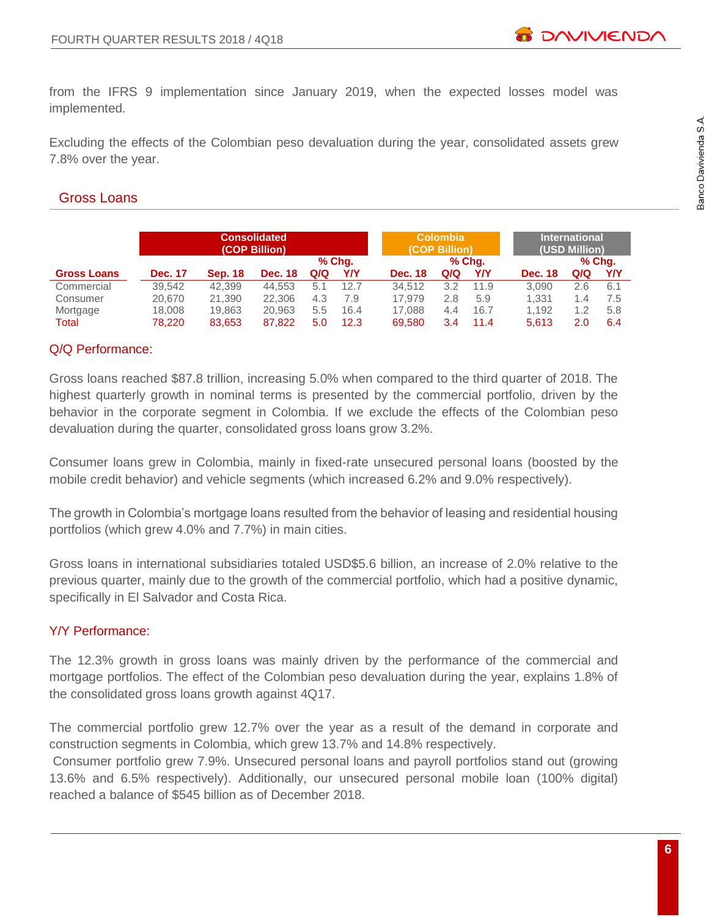from the IFRS 9 implementation since January 2019, when the expected losses model was implemented.

Excluding the effects of the Colombian peso devaluation during the year, consolidated assets grew 7.8% over the year.

## Gross Loans

| | Consolidated (COP Billion) | | | | | Colombia (COP Billion) | | | International (USD Million) | | |
|---|---|---|---|---|---|---|---|---|---|---|---|
| | | | | % Chg. | | | % Chg. | | | % Chg. | |
| **Gross Loans** | **Dec. 17** | **Sep. 18** | **Dec. 18** | **Q/Q** | **Y/Y** | **Dec. 18** | **Q/Q** | **Y/Y** | **Dec. 18** | **Q/Q** | **Y/Y** |
| Commercial | 39,542 | 42,399 | 44,553 | 5.1 | 12.7 | 34,512 | 3.2 | 11.9 | 3,090 | 2.6 | 6.1 |
| Consumer | 20,670 | 21,390 | 22,306 | 4.3 | 7.9 | 17,979 | 2.8 | 5.9 | 1,331 | 1.4 | 7.5 |
| Mortgage | 18,008 | 19,863 | 20,963 | 5.5 | 16.4 | 17,088 | 4.4 | 16.7 | 1,192 | 1.2 | 5.8 |
| Total | 78,220 | 83,653 | 87,822 | 5.0 | 12.3 | 69,580 | 3.4 | 11.4 | 5,613 | 2.0 | 6.4 |

### Q/Q Performance:

Gross loans reached $87.8 trillion, increasing 5.0% when compared to the third quarter of 2018. The highest quarterly growth in nominal terms is presented by the commercial portfolio, driven by the behavior in the corporate segment in Colombia. If we exclude the effects of the Colombian peso devaluation during the quarter, consolidated gross loans grow 3.2%.

Consumer loans grew in Colombia, mainly in fixed-rate unsecured personal loans (boosted by the mobile credit behavior) and vehicle segments (which increased 6.2% and 9.0% respectively).

The growth in Colombia's mortgage loans resulted from the behavior of leasing and residential housing portfolios (which grew 4.0% and 7.7%) in main cities.

Gross loans in international subsidiaries totaled USD$5.6 billion, an increase of 2.0% relative to the previous quarter, mainly due to the growth of the commercial portfolio, which had a positive dynamic, specifically in El Salvador and Costa Rica.

### Y/Y Performance:

The 12.3% growth in gross loans was mainly driven by the performance of the commercial and mortgage portfolios. The effect of the Colombian peso devaluation during the year, explains 1.8% of the consolidated gross loans growth against 4Q17.

The commercial portfolio grew 12.7% over the year as a result of the demand in corporate and construction segments in Colombia, which grew 13.7% and 14.8% respectively.

Consumer portfolio grew 7.9%. Unsecured personal loans and payroll portfolios stand out (growing 13.6% and 6.5% respectively). Additionally, our unsecured personal mobile loan (100% digital) reached a balance of $545 billion as of December 2018.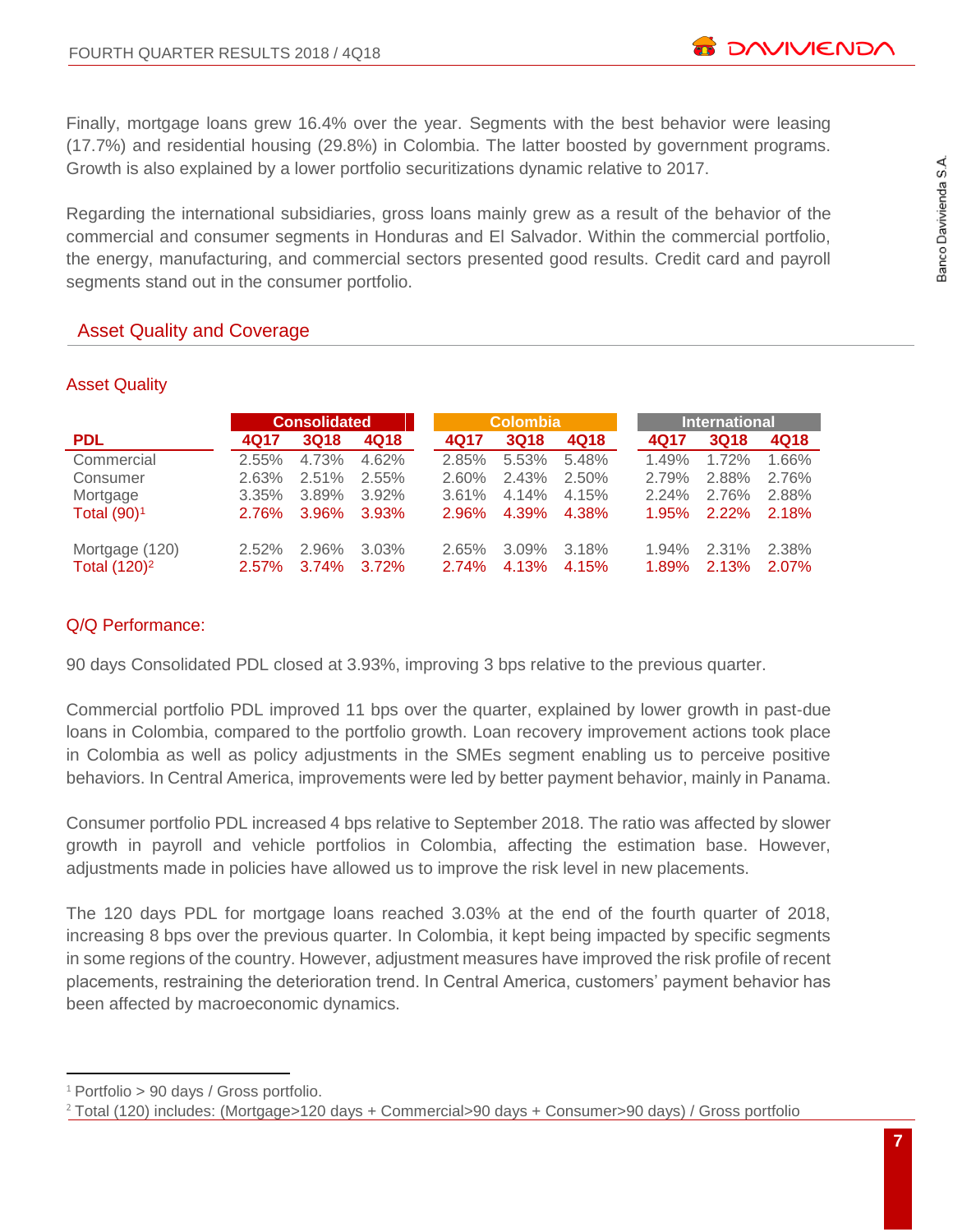Finally, mortgage loans grew 16.4% over the year. Segments with the best behavior were leasing (17.7%) and residential housing (29.8%) in Colombia. The latter boosted by government programs. Growth is also explained by a lower portfolio securitizations dynamic relative to 2017.

Regarding the international subsidiaries, gross loans mainly grew as a result of the behavior of the commercial and consumer segments in Honduras and El Salvador. Within the commercial portfolio, the energy, manufacturing, and commercial sectors presented good results. Credit card and payroll segments stand out in the consumer portfolio.

## Asset Quality and Coverage

### Asset Quality

| | Consolidated | | | Colombia | | | International | | |
|---|---|---|---|---|---|---|---|---|---|
| **PDL** | **4Q17** | **3Q18** | **4Q18** | **4Q17** | **3Q18** | **4Q18** | **4Q17** | **3Q18** | **4Q18** |
| Commercial | 2.55% | 4.73% | 4.62% | 2.85% | 5.53% | 5.48% | 1.49% | 1.72% | 1.66% |
| Consumer | 2.63% | 2.51% | 2.55% | 2.60% | 2.43% | 2.50% | 2.79% | 2.88% | 2.76% |
| Mortgage | 3.35% | 3.89% | 3.92% | 3.61% | 4.14% | 4.15% | 2.24% | 2.76% | 2.88% |
| Total (90)[1] | 2.76% | 3.96% | 3.93% | 2.96% | 4.39% | 4.38% | 1.95% | 2.22% | 2.18% |
| | | | | | | | | | |
| Mortgage (120) | 2.52% | 2.96% | 3.03% | 2.65% | 3.09% | 3.18% | 1.94% | 2.31% | 2.38% |
| Total (120)[2] | 2.57% | 3.74% | 3.72% | 2.74% | 4.13% | 4.15% | 1.89% | 2.13% | 2.07% |

### Q/Q Performance:

90 days Consolidated PDL closed at 3.93%, improving 3 bps relative to the previous quarter.

Commercial portfolio PDL improved 11 bps over the quarter, explained by lower growth in past-due loans in Colombia, compared to the portfolio growth. Loan recovery improvement actions took place in Colombia as well as policy adjustments in the SMEs segment enabling us to perceive positive behaviors. In Central America, improvements were led by better payment behavior, mainly in Panama.

Consumer portfolio PDL increased 4 bps relative to September 2018. The ratio was affected by slower growth in payroll and vehicle portfolios in Colombia, affecting the estimation base. However, adjustments made in policies have allowed us to improve the risk level in new placements.

The 120 days PDL for mortgage loans reached 3.03% at the end of the fourth quarter of 2018, increasing 8 bps over the previous quarter. In Colombia, it kept being impacted by specific segments in some regions of the country. However, adjustment measures have improved the risk profile of recent placements, restraining the deterioration trend. In Central America, customers' payment behavior has been affected by macroeconomic dynamics.

---

[1] Portfolio > 90 days / Gross portfolio.

[2] Total (120) includes: (Mortgage>120 days + Commercial>90 days + Consumer>90 days) / Gross portfolio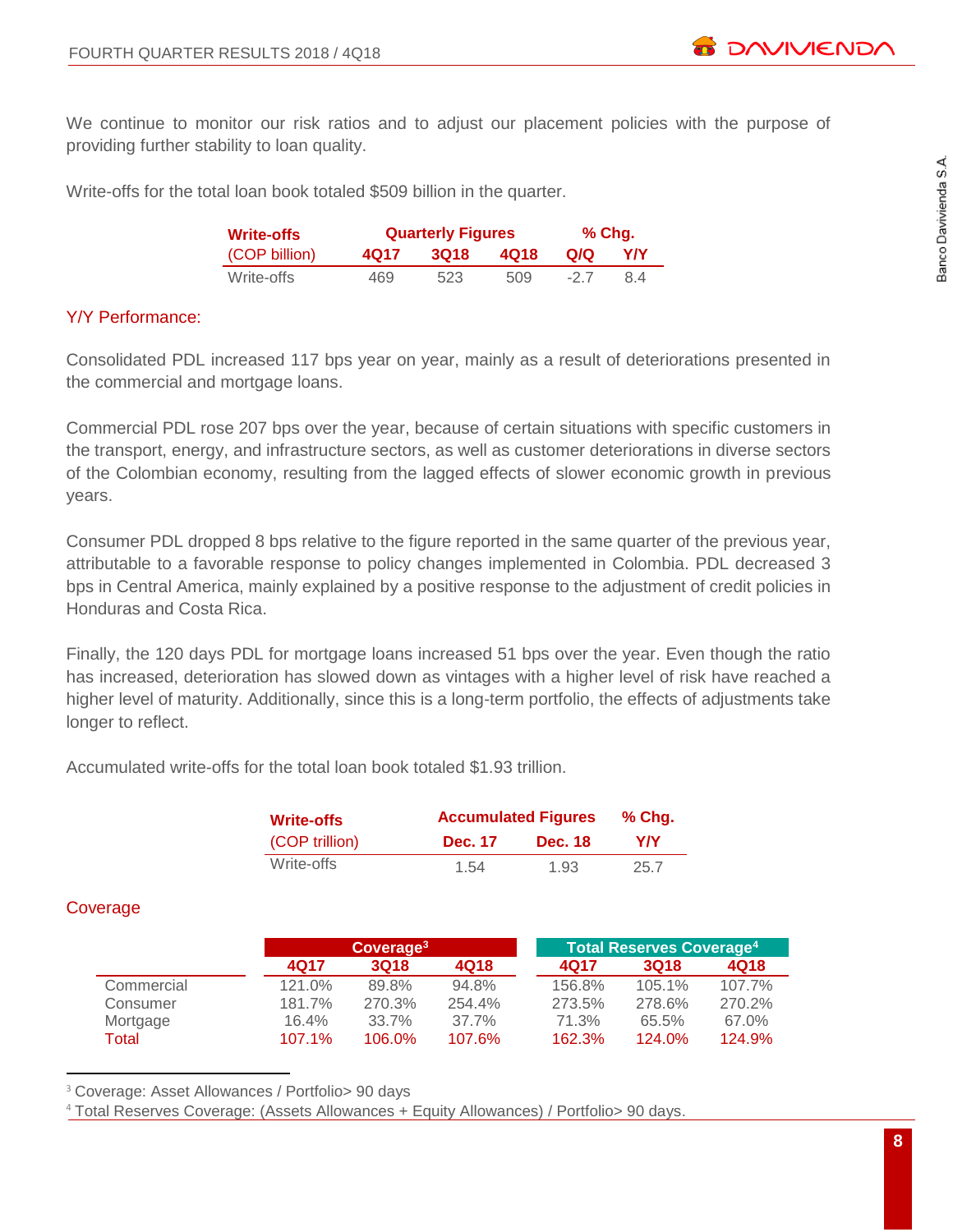We continue to monitor our risk ratios and to adjust our placement policies with the purpose of providing further stability to loan quality.

Write-offs for the total loan book totaled $509 billion in the quarter.

| Write-offs (COP billion) | Quarterly Figures | | | % Chg. | |
|---|---|---|---|---|---|
| | 4Q17 | 3Q18 | 4Q18 | Q/Q | Y/Y |
| Write-offs | 469 | 523 | 509 | -2.7 | 8.4 |

## Y/Y Performance:

Consolidated PDL increased 117 bps year on year, mainly as a result of deteriorations presented in the commercial and mortgage loans.

Commercial PDL rose 207 bps over the year, because of certain situations with specific customers in the transport, energy, and infrastructure sectors, as well as customer deteriorations in diverse sectors of the Colombian economy, resulting from the lagged effects of slower economic growth in previous years.

Consumer PDL dropped 8 bps relative to the figure reported in the same quarter of the previous year, attributable to a favorable response to policy changes implemented in Colombia. PDL decreased 3 bps in Central America, mainly explained by a positive response to the adjustment of credit policies in Honduras and Costa Rica.

Finally, the 120 days PDL for mortgage loans increased 51 bps over the year. Even though the ratio has increased, deterioration has slowed down as vintages with a higher level of risk have reached a higher level of maturity. Additionally, since this is a long-term portfolio, the effects of adjustments take longer to reflect.

Accumulated write-offs for the total loan book totaled $1.93 trillion.

| Write-offs (COP trillion) | Accumulated Figures | | % Chg. |
|---|---|---|---|
| | Dec. 17 | Dec. 18 | Y/Y |
| Write-offs | 1.54 | 1.93 | 25.7 |

## Coverage

| | Coverage[3] | | | Total Reserves Coverage[4] | | |
|---|---|---|---|---|---|---|
| | 4Q17 | 3Q18 | 4Q18 | 4Q17 | 3Q18 | 4Q18 |
| Commercial | 121.0% | 89.8% | 94.8% | 156.8% | 105.1% | 107.7% |
| Consumer | 181.7% | 270.3% | 254.4% | 273.5% | 278.6% | 270.2% |
| Mortgage | 16.4% | 33.7% | 37.7% | 71.3% | 65.5% | 67.0% |
| Total | 107.1% | 106.0% | 107.6% | 162.3% | 124.0% | 124.9% |

[3] Coverage: Asset Allowances / Portfolio> 90 days

[4] Total Reserves Coverage: (Assets Allowances + Equity Allowances) / Portfolio> 90 days.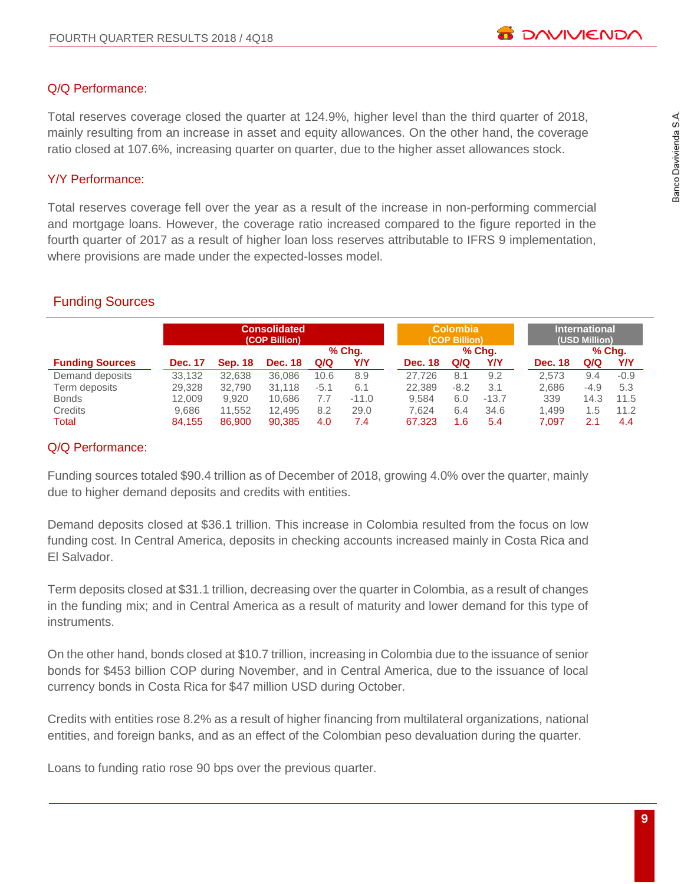### Q/Q Performance:

Total reserves coverage closed the quarter at 124.9%, higher level than the third quarter of 2018, mainly resulting from an increase in asset and equity allowances. On the other hand, the coverage ratio closed at 107.6%, increasing quarter on quarter, due to the higher asset allowances stock.

### Y/Y Performance:

Total reserves coverage fell over the year as a result of the increase in non-performing commercial and mortgage loans. However, the coverage ratio increased compared to the figure reported in the fourth quarter of 2017 as a result of higher loan loss reserves attributable to IFRS 9 implementation, where provisions are made under the expected-losses model.

## Funding Sources

| | Consolidated (COP Billion) | | | | | Colombia (COP Billion) | | | International (USD Million) | | |
|---|---|---|---|---|---|---|---|---|---|---|---|
| | | | | % Chg. | | | % Chg. | | | % Chg. | |
| **Funding Sources** | **Dec. 17** | **Sep. 18** | **Dec. 18** | **Q/Q** | **Y/Y** | **Dec. 18** | **Q/Q** | **Y/Y** | **Dec. 18** | **Q/Q** | **Y/Y** |
| Demand deposits | 33,132 | 32,638 | 36,086 | 10.6 | 8.9 | 27,726 | 8.1 | 9.2 | 2,573 | 9.4 | -0.9 |
| Term deposits | 29,328 | 32,790 | 31,118 | -5.1 | 6.1 | 22,389 | -8.2 | 3.1 | 2,686 | -4.9 | 5.3 |
| Bonds | 12,009 | 9,920 | 10,686 | 7.7 | -11.0 | 9,584 | 6.0 | -13.7 | 339 | 14.3 | 11.5 |
| Credits | 9,686 | 11,552 | 12,495 | 8.2 | 29.0 | 7,624 | 6.4 | 34.6 | 1,499 | 1.5 | 11.2 |
| Total | 84,155 | 86,900 | 90,385 | 4.0 | 7.4 | 67,323 | 1.6 | 5.4 | 7,097 | 2.1 | 4.4 |

### Q/Q Performance:

Funding sources totaled $90.4 trillion as of December of 2018, growing 4.0% over the quarter, mainly due to higher demand deposits and credits with entities.

Demand deposits closed at $36.1 trillion. This increase in Colombia resulted from the focus on low funding cost. In Central America, deposits in checking accounts increased mainly in Costa Rica and El Salvador.

Term deposits closed at $31.1 trillion, decreasing over the quarter in Colombia, as a result of changes in the funding mix; and in Central America as a result of maturity and lower demand for this type of instruments.

On the other hand, bonds closed at $10.7 trillion, increasing in Colombia due to the issuance of senior bonds for $453 billion COP during November, and in Central America, due to the issuance of local currency bonds in Costa Rica for $47 million USD during October.

Credits with entities rose 8.2% as a result of higher financing from multilateral organizations, national entities, and foreign banks, and as an effect of the Colombian peso devaluation during the quarter.

Loans to funding ratio rose 90 bps over the previous quarter.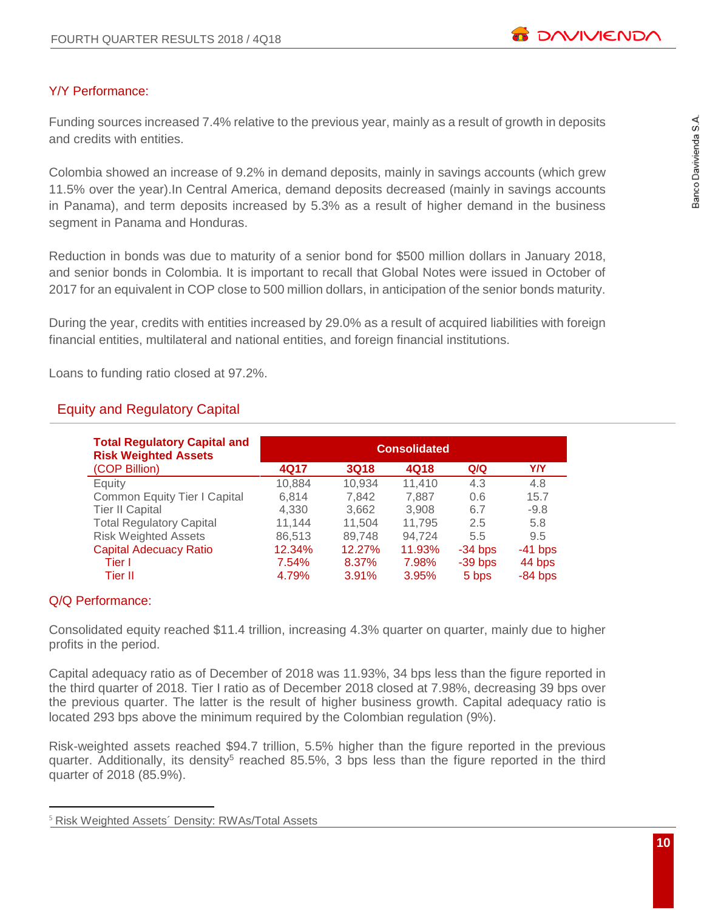## Y/Y Performance:

Funding sources increased 7.4% relative to the previous year, mainly as a result of growth in deposits and credits with entities.

Colombia showed an increase of 9.2% in demand deposits, mainly in savings accounts (which grew 11.5% over the year).In Central America, demand deposits decreased (mainly in savings accounts in Panama), and term deposits increased by 5.3% as a result of higher demand in the business segment in Panama and Honduras.

Reduction in bonds was due to maturity of a senior bond for $500 million dollars in January 2018, and senior bonds in Colombia. It is important to recall that Global Notes were issued in October of 2017 for an equivalent in COP close to 500 million dollars, in anticipation of the senior bonds maturity.

During the year, credits with entities increased by 29.0% as a result of acquired liabilities with foreign financial entities, multilateral and national entities, and foreign financial institutions.

Loans to funding ratio closed at 97.2%.

## Equity and Regulatory Capital

| **Total Regulatory Capital and Risk Weighted Assets** | **Consolidated** | | | | |
|---|---|---|---|---|---|
| (COP Billion) | **4Q17** | **3Q18** | **4Q18** | **Q/Q** | **Y/Y** |
| Equity | 10,884 | 10,934 | 11,410 | 4.3 | 4.8 |
| Common Equity Tier I Capital | 6,814 | 7,842 | 7,887 | 0.6 | 15.7 |
| Tier II Capital | 4,330 | 3,662 | 3,908 | 6.7 | -9.8 |
| Total Regulatory Capital | 11,144 | 11,504 | 11,795 | 2.5 | 5.8 |
| Risk Weighted Assets | 86,513 | 89,748 | 94,724 | 5.5 | 9.5 |
| Capital Adecuacy Ratio | 12.34% | 12.27% | 11.93% | -34 bps | -41 bps |
| Tier I | 7.54% | 8.37% | 7.98% | -39 bps | 44 bps |
| Tier II | 4.79% | 3.91% | 3.95% | 5 bps | -84 bps |

## Q/Q Performance:

Consolidated equity reached $11.4 trillion, increasing 4.3% quarter on quarter, mainly due to higher profits in the period.

Capital adequacy ratio as of December of 2018 was 11.93%, 34 bps less than the figure reported in the third quarter of 2018. Tier I ratio as of December 2018 closed at 7.98%, decreasing 39 bps over the previous quarter. The latter is the result of higher business growth. Capital adequacy ratio is located 293 bps above the minimum required by the Colombian regulation (9%).

Risk-weighted assets reached $94.7 trillion, 5.5% higher than the figure reported in the previous quarter. Additionally, its density[5] reached 85.5%, 3 bps less than the figure reported in the third quarter of 2018 (85.9%).

[5] Risk Weighted Assets´ Density: RWAs/Total Assets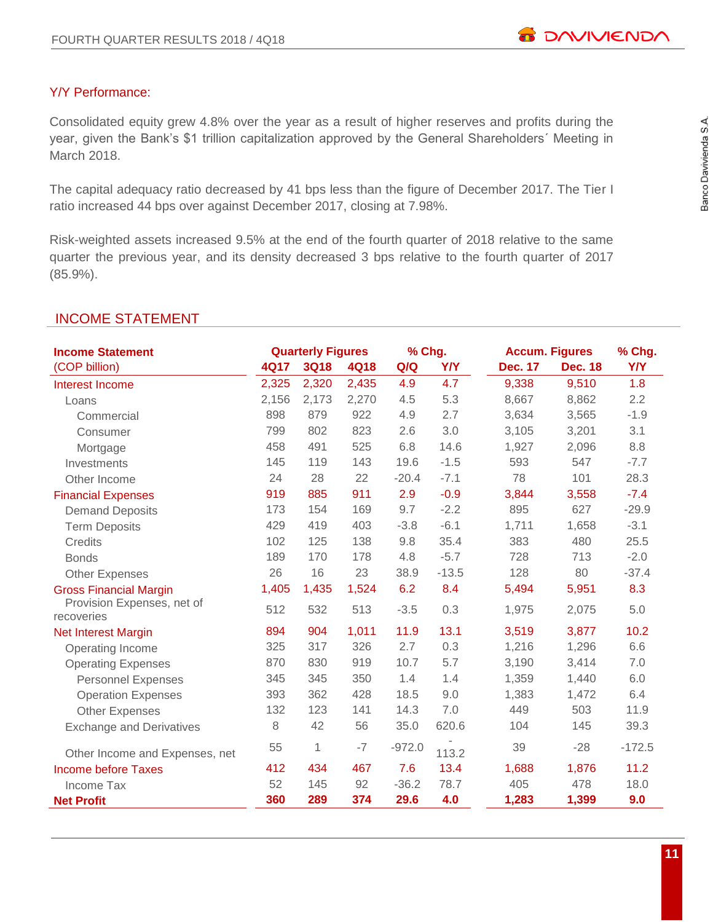### Y/Y Performance:

Consolidated equity grew 4.8% over the year as a result of higher reserves and profits during the year, given the Bank's $1 trillion capitalization approved by the General Shareholders´ Meeting in March 2018.

The capital adequacy ratio decreased by 41 bps less than the figure of December 2017. The Tier I ratio increased 44 bps over against December 2017, closing at 7.98%.

Risk-weighted assets increased 9.5% at the end of the fourth quarter of 2018 relative to the same quarter the previous year, and its density decreased 3 bps relative to the fourth quarter of 2017 (85.9%).

## INCOME STATEMENT

| Income Statement | Quarterly Figures | | | % Chg. | | Accum. Figures | | % Chg. |
|---|---|---|---|---|---|---|---|---|
| (COP billion) | 4Q17 | 3Q18 | 4Q18 | Q/Q | Y/Y | Dec. 17 | Dec. 18 | Y/Y |
| Interest Income | 2,325 | 2,320 | 2,435 | 4.9 | 4.7 | 9,338 | 9,510 | 1.8 |
| Loans | 2,156 | 2,173 | 2,270 | 4.5 | 5.3 | 8,667 | 8,862 | 2.2 |
| Commercial | 898 | 879 | 922 | 4.9 | 2.7 | 3,634 | 3,565 | -1.9 |
| Consumer | 799 | 802 | 823 | 2.6 | 3.0 | 3,105 | 3,201 | 3.1 |
| Mortgage | 458 | 491 | 525 | 6.8 | 14.6 | 1,927 | 2,096 | 8.8 |
| Investments | 145 | 119 | 143 | 19.6 | -1.5 | 593 | 547 | -7.7 |
| Other Income | 24 | 28 | 22 | -20.4 | -7.1 | 78 | 101 | 28.3 |
| Financial Expenses | 919 | 885 | 911 | 2.9 | -0.9 | 3,844 | 3,558 | -7.4 |
| Demand Deposits | 173 | 154 | 169 | 9.7 | -2.2 | 895 | 627 | -29.9 |
| Term Deposits | 429 | 419 | 403 | -3.8 | -6.1 | 1,711 | 1,658 | -3.1 |
| Credits | 102 | 125 | 138 | 9.8 | 35.4 | 383 | 480 | 25.5 |
| Bonds | 189 | 170 | 178 | 4.8 | -5.7 | 728 | 713 | -2.0 |
| Other Expenses | 26 | 16 | 23 | 38.9 | -13.5 | 128 | 80 | -37.4 |
| Gross Financial Margin | 1,405 | 1,435 | 1,524 | 6.2 | 8.4 | 5,494 | 5,951 | 8.3 |
| Provision Expenses, net of recoveries | 512 | 532 | 513 | -3.5 | 0.3 | 1,975 | 2,075 | 5.0 |
| Net Interest Margin | 894 | 904 | 1,011 | 11.9 | 13.1 | 3,519 | 3,877 | 10.2 |
| Operating Income | 325 | 317 | 326 | 2.7 | 0.3 | 1,216 | 1,296 | 6.6 |
| Operating Expenses | 870 | 830 | 919 | 10.7 | 5.7 | 3,190 | 3,414 | 7.0 |
| Personnel Expenses | 345 | 345 | 350 | 1.4 | 1.4 | 1,359 | 1,440 | 6.0 |
| Operation Expenses | 393 | 362 | 428 | 18.5 | 9.0 | 1,383 | 1,472 | 6.4 |
| Other Expenses | 132 | 123 | 141 | 14.3 | 7.0 | 449 | 503 | 11.9 |
| Exchange and Derivatives | 8 | 42 | 56 | 35.0 | 620.6 | 104 | 145 | 39.3 |
| Other Income and Expenses, net | 55 | 1 | -7 | -972.0 | -113.2 | 39 | -28 | -172.5 |
| Income before Taxes | 412 | 434 | 467 | 7.6 | 13.4 | 1,688 | 1,876 | 11.2 |
| Income Tax | 52 | 145 | 92 | -36.2 | 78.7 | 405 | 478 | 18.0 |
| **Net Profit** | **360** | **289** | **374** | **29.6** | **4.0** | **1,283** | **1,399** | **9.0** |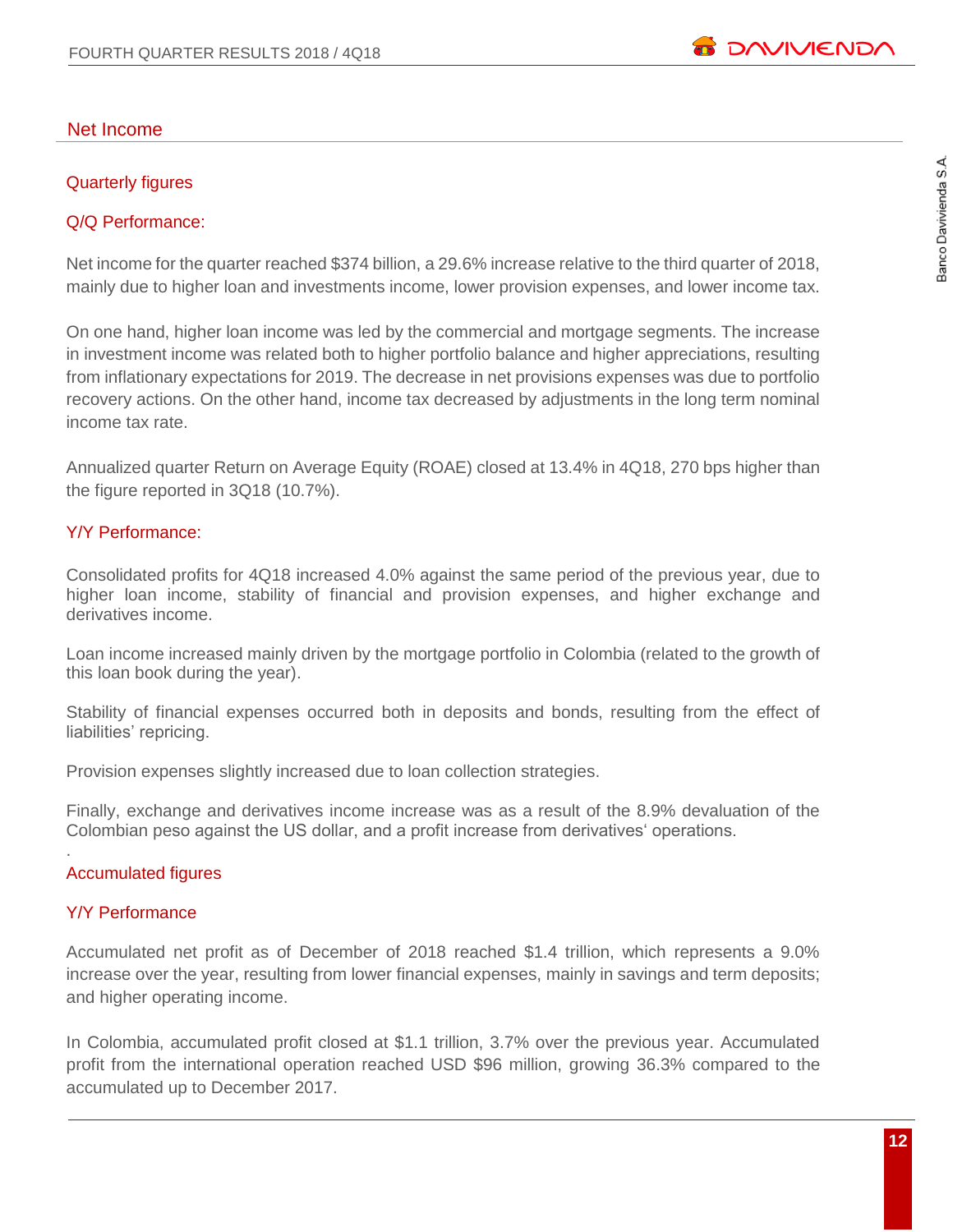## Net Income

### Quarterly figures

### Q/Q Performance:

Net income for the quarter reached $374 billion, a 29.6% increase relative to the third quarter of 2018, mainly due to higher loan and investments income, lower provision expenses, and lower income tax.

On one hand, higher loan income was led by the commercial and mortgage segments. The increase in investment income was related both to higher portfolio balance and higher appreciations, resulting from inflationary expectations for 2019. The decrease in net provisions expenses was due to portfolio recovery actions. On the other hand, income tax decreased by adjustments in the long term nominal income tax rate.

Annualized quarter Return on Average Equity (ROAE) closed at 13.4% in 4Q18, 270 bps higher than the figure reported in 3Q18 (10.7%).

### Y/Y Performance:

Consolidated profits for 4Q18 increased 4.0% against the same period of the previous year, due to higher loan income, stability of financial and provision expenses, and higher exchange and derivatives income.

Loan income increased mainly driven by the mortgage portfolio in Colombia (related to the growth of this loan book during the year).

Stability of financial expenses occurred both in deposits and bonds, resulting from the effect of liabilities' repricing.

Provision expenses slightly increased due to loan collection strategies.

Finally, exchange and derivatives income increase was as a result of the 8.9% devaluation of the Colombian peso against the US dollar, and a profit increase from derivatives' operations.

.

### Accumulated figures

### Y/Y Performance

Accumulated net profit as of December of 2018 reached $1.4 trillion, which represents a 9.0% increase over the year, resulting from lower financial expenses, mainly in savings and term deposits; and higher operating income.

In Colombia, accumulated profit closed at $1.1 trillion, 3.7% over the previous year. Accumulated profit from the international operation reached USD $96 million, growing 36.3% compared to the accumulated up to December 2017.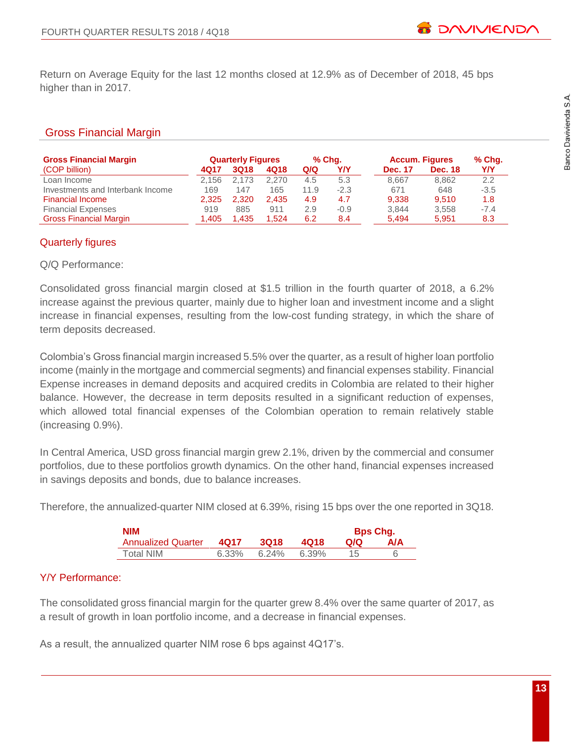Return on Average Equity for the last 12 months closed at 12.9% as of December of 2018, 45 bps higher than in 2017.

## Gross Financial Margin

| Gross Financial Margin (COP billion) | Quarterly Figures | | | % Chg. | | Accum. Figures | | % Chg. |
|---|---|---|---|---|---|---|---|---|
| | 4Q17 | 3Q18 | 4Q18 | Q/Q | Y/Y | Dec. 17 | Dec. 18 | Y/Y |
| Loan Income | 2,156 | 2,173 | 2,270 | 4.5 | 5.3 | 8,667 | 8,862 | 2.2 |
| Investments and Interbank Income | 169 | 147 | 165 | 11.9 | -2.3 | 671 | 648 | -3.5 |
| Financial Income | 2,325 | 2,320 | 2,435 | 4.9 | 4.7 | 9,338 | 9,510 | 1.8 |
| Financial Expenses | 919 | 885 | 911 | 2.9 | -0.9 | 3,844 | 3,558 | -7.4 |
| Gross Financial Margin | 1,405 | 1,435 | 1,524 | 6.2 | 8.4 | 5,494 | 5,951 | 8.3 |

### Quarterly figures

Q/Q Performance:

Consolidated gross financial margin closed at $1.5 trillion in the fourth quarter of 2018, a 6.2% increase against the previous quarter, mainly due to higher loan and investment income and a slight increase in financial expenses, resulting from the low-cost funding strategy, in which the share of term deposits decreased.

Colombia's Gross financial margin increased 5.5% over the quarter, as a result of higher loan portfolio income (mainly in the mortgage and commercial segments) and financial expenses stability. Financial Expense increases in demand deposits and acquired credits in Colombia are related to their higher balance. However, the decrease in term deposits resulted in a significant reduction of expenses, which allowed total financial expenses of the Colombian operation to remain relatively stable (increasing 0.9%).

In Central America, USD gross financial margin grew 2.1%, driven by the commercial and consumer portfolios, due to these portfolios growth dynamics. On the other hand, financial expenses increased in savings deposits and bonds, due to balance increases.

Therefore, the annualized-quarter NIM closed at 6.39%, rising 15 bps over the one reported in 3Q18.

| NIM Annualized Quarter | 4Q17 | 3Q18 | 4Q18 | Bps Chg. Q/Q | Bps Chg. A/A |
|---|---|---|---|---|---|
| Total NIM | 6.33% | 6.24% | 6.39% | 15 | 6 |

### Y/Y Performance:

The consolidated gross financial margin for the quarter grew 8.4% over the same quarter of 2017, as a result of growth in loan portfolio income, and a decrease in financial expenses.

As a result, the annualized quarter NIM rose 6 bps against 4Q17's.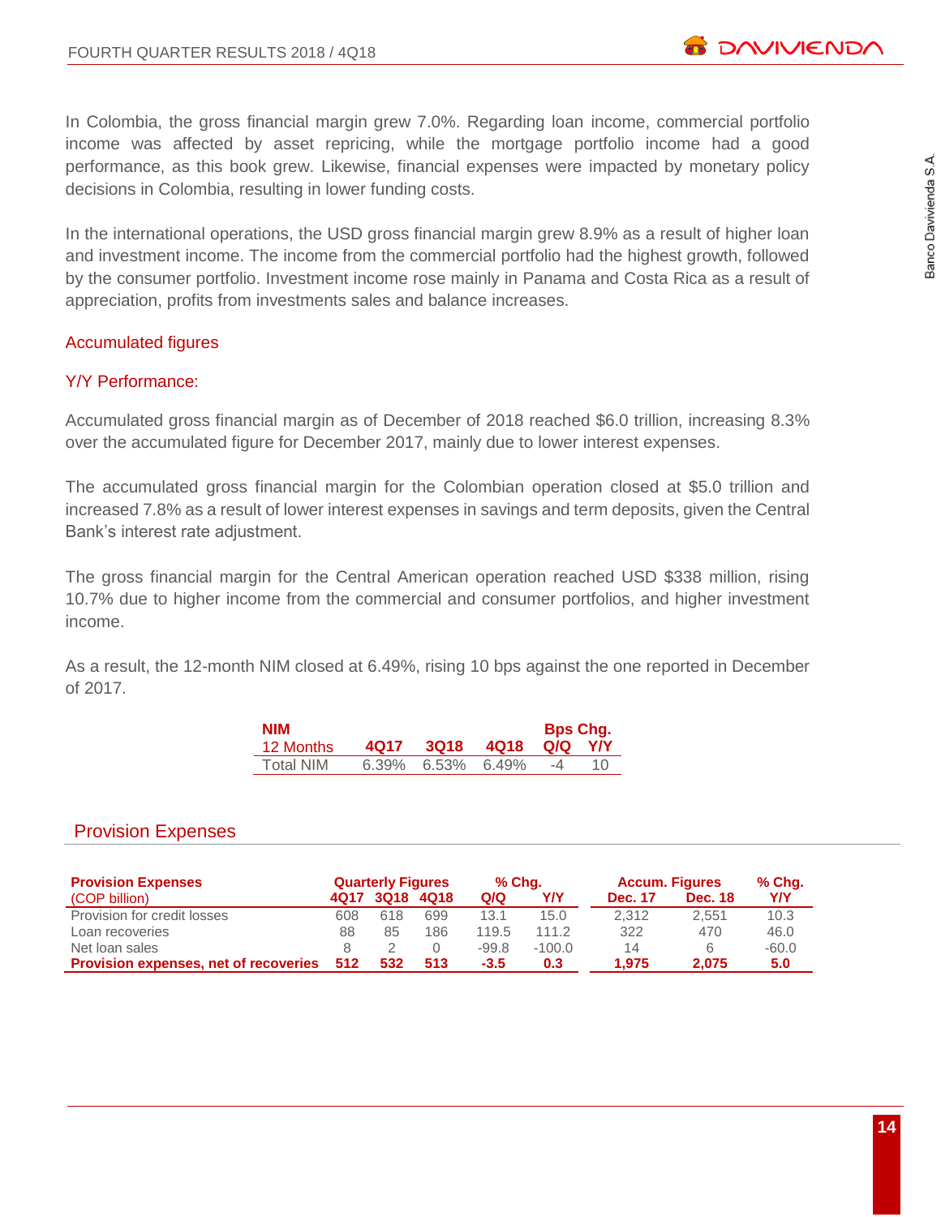In Colombia, the gross financial margin grew 7.0%. Regarding loan income, commercial portfolio income was affected by asset repricing, while the mortgage portfolio income had a good performance, as this book grew. Likewise, financial expenses were impacted by monetary policy decisions in Colombia, resulting in lower funding costs.

In the international operations, the USD gross financial margin grew 8.9% as a result of higher loan and investment income. The income from the commercial portfolio had the highest growth, followed by the consumer portfolio. Investment income rose mainly in Panama and Costa Rica as a result of appreciation, profits from investments sales and balance increases.

### Accumulated figures

### Y/Y Performance:

Accumulated gross financial margin as of December of 2018 reached $6.0 trillion, increasing 8.3% over the accumulated figure for December 2017, mainly due to lower interest expenses.

The accumulated gross financial margin for the Colombian operation closed at $5.0 trillion and increased 7.8% as a result of lower interest expenses in savings and term deposits, given the Central Bank's interest rate adjustment.

The gross financial margin for the Central American operation reached USD $338 million, rising 10.7% due to higher income from the commercial and consumer portfolios, and higher investment income.

As a result, the 12-month NIM closed at 6.49%, rising 10 bps against the one reported in December of 2017.

| **NIM** | | | | **Bps Chg.** | |
|---|---|---|---|---|---|
| 12 Months | **4Q17** | **3Q18** | **4Q18** | **Q/Q** | **Y/Y** |
| Total NIM | 6.39% | 6.53% | 6.49% | -4 | 10 |

## Provision Expenses

| **Provision Expenses** | **Quarterly Figures** | | | **% Chg.** | | **Accum. Figures** | | **% Chg.** |
|---|---|---|---|---|---|---|---|---|
| (COP billion) | **4Q17** | **3Q18** | **4Q18** | **Q/Q** | **Y/Y** | **Dec. 17** | **Dec. 18** | **Y/Y** |
| Provision for credit losses | 608 | 618 | 699 | 13.1 | 15.0 | 2,312 | 2,551 | 10.3 |
| Loan recoveries | 88 | 85 | 186 | 119.5 | 111.2 | 322 | 470 | 46.0 |
| Net loan sales | 8 | 2 | 0 | -99.8 | -100.0 | 14 | 6 | -60.0 |
| **Provision expenses, net of recoveries** | **512** | **532** | **513** | **-3.5** | **0.3** | **1,975** | **2,075** | **5.0** |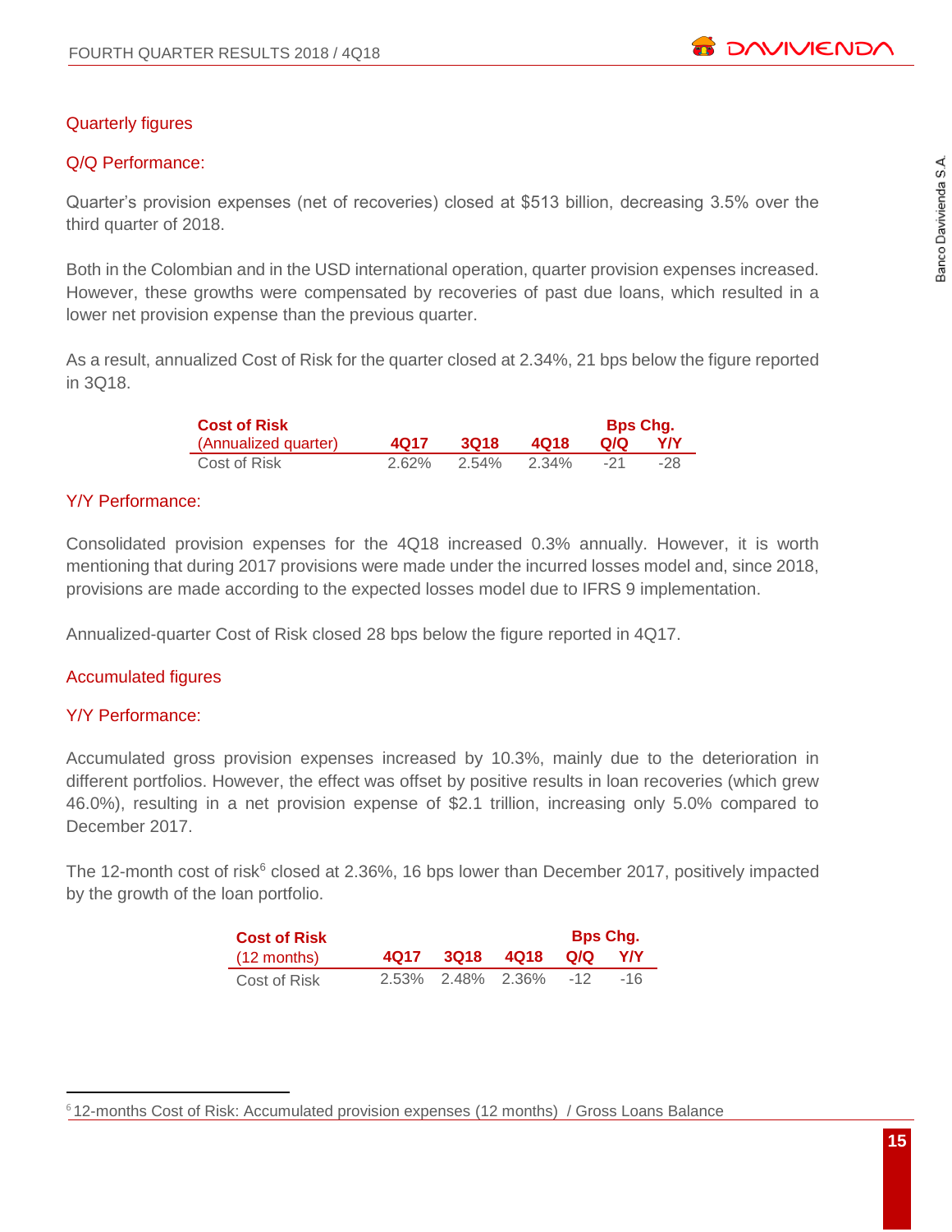## Quarterly figures

### Q/Q Performance:

Quarter's provision expenses (net of recoveries) closed at $513 billion, decreasing 3.5% over the third quarter of 2018.

Both in the Colombian and in the USD international operation, quarter provision expenses increased. However, these growths were compensated by recoveries of past due loans, which resulted in a lower net provision expense than the previous quarter.

As a result, annualized Cost of Risk for the quarter closed at 2.34%, 21 bps below the figure reported in 3Q18.

| **Cost of Risk** (Annualized quarter) | 4Q17 | 3Q18 | 4Q18 | Bps Chg. Q/Q | Bps Chg. Y/Y |
|---|---|---|---|---|---|
| Cost of Risk | 2.62% | 2.54% | 2.34% | -21 | -28 |

### Y/Y Performance:

Consolidated provision expenses for the 4Q18 increased 0.3% annually. However, it is worth mentioning that during 2017 provisions were made under the incurred losses model and, since 2018, provisions are made according to the expected losses model due to IFRS 9 implementation.

Annualized-quarter Cost of Risk closed 28 bps below the figure reported in 4Q17.

## Accumulated figures

### Y/Y Performance:

Accumulated gross provision expenses increased by 10.3%, mainly due to the deterioration in different portfolios. However, the effect was offset by positive results in loan recoveries (which grew 46.0%), resulting in a net provision expense of $2.1 trillion, increasing only 5.0% compared to December 2017.

The 12-month cost of risk[6] closed at 2.36%, 16 bps lower than December 2017, positively impacted by the growth of the loan portfolio.

| **Cost of Risk** (12 months) | 4Q17 | 3Q18 | 4Q18 | Bps Chg. Q/Q | Bps Chg. Y/Y |
|---|---|---|---|---|---|
| Cost of Risk | 2.53% | 2.48% | 2.36% | -12 | -16 |

[6] 12-months Cost of Risk: Accumulated provision expenses (12 months) / Gross Loans Balance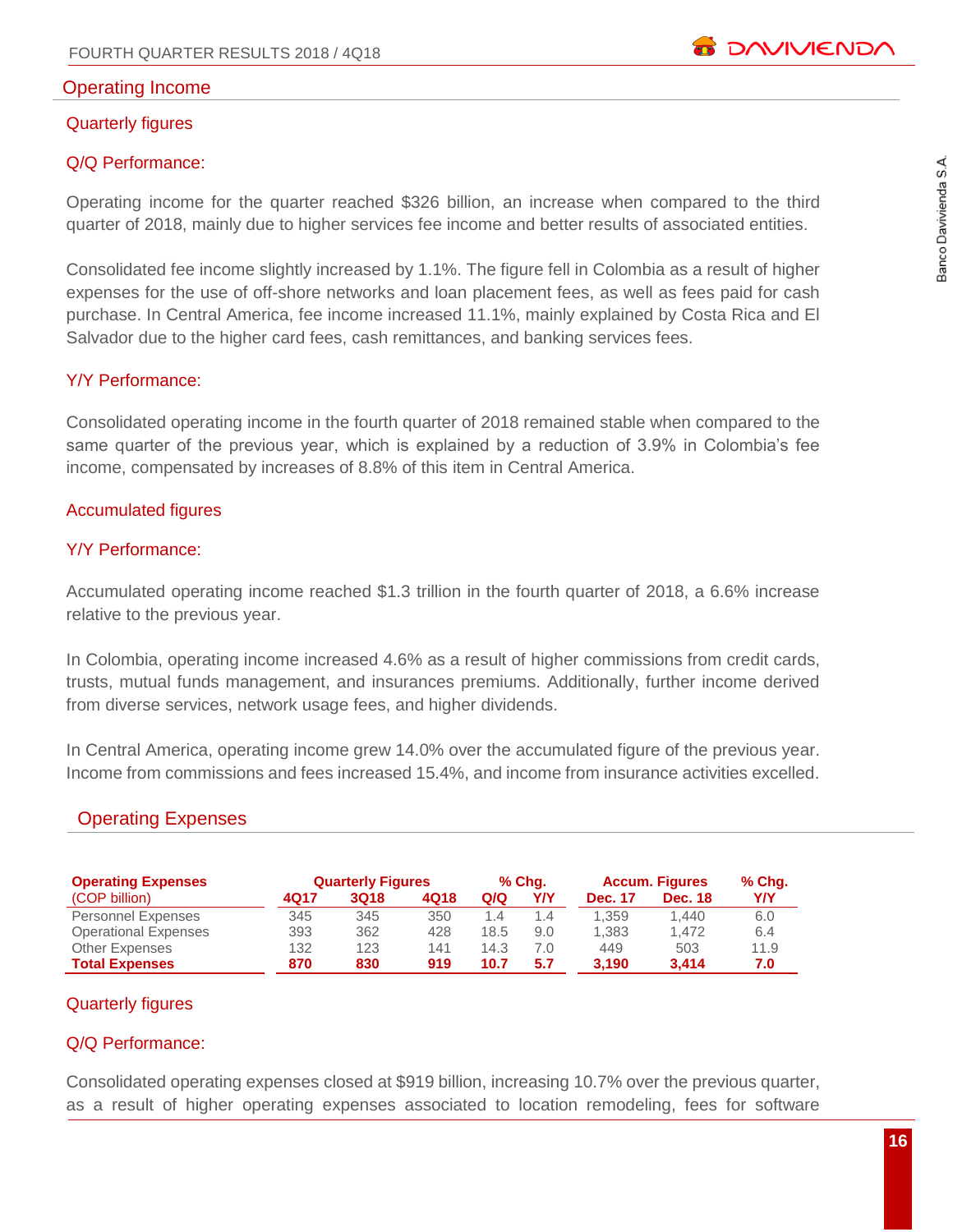## Operating Income

### Quarterly figures

### Q/Q Performance:

Operating income for the quarter reached $326 billion, an increase when compared to the third quarter of 2018, mainly due to higher services fee income and better results of associated entities.

Consolidated fee income slightly increased by 1.1%. The figure fell in Colombia as a result of higher expenses for the use of off-shore networks and loan placement fees, as well as fees paid for cash purchase. In Central America, fee income increased 11.1%, mainly explained by Costa Rica and El Salvador due to the higher card fees, cash remittances, and banking services fees.

### Y/Y Performance:

Consolidated operating income in the fourth quarter of 2018 remained stable when compared to the same quarter of the previous year, which is explained by a reduction of 3.9% in Colombia's fee income, compensated by increases of 8.8% of this item in Central America.

### Accumulated figures

### Y/Y Performance:

Accumulated operating income reached $1.3 trillion in the fourth quarter of 2018, a 6.6% increase relative to the previous year.

In Colombia, operating income increased 4.6% as a result of higher commissions from credit cards, trusts, mutual funds management, and insurances premiums. Additionally, further income derived from diverse services, network usage fees, and higher dividends.

In Central America, operating income grew 14.0% over the accumulated figure of the previous year. Income from commissions and fees increased 15.4%, and income from insurance activities excelled.

## Operating Expenses

| **Operating Expenses** | **Quarterly Figures** | | | **% Chg.** | | **Accum. Figures** | | **% Chg.** |
|---|---|---|---|---|---|---|---|---|
| (COP billion) | **4Q17** | **3Q18** | **4Q18** | **Q/Q** | **Y/Y** | **Dec. 17** | **Dec. 18** | **Y/Y** |
| Personnel Expenses | 345 | 345 | 350 | 1.4 | 1.4 | 1,359 | 1,440 | 6.0 |
| Operational Expenses | 393 | 362 | 428 | 18.5 | 9.0 | 1,383 | 1,472 | 6.4 |
| Other Expenses | 132 | 123 | 141 | 14.3 | 7.0 | 449 | 503 | 11.9 |
| **Total Expenses** | **870** | **830** | **919** | **10.7** | **5.7** | **3,190** | **3,414** | **7.0** |

### Quarterly figures

### Q/Q Performance:

Consolidated operating expenses closed at $919 billion, increasing 10.7% over the previous quarter, as a result of higher operating expenses associated to location remodeling, fees for software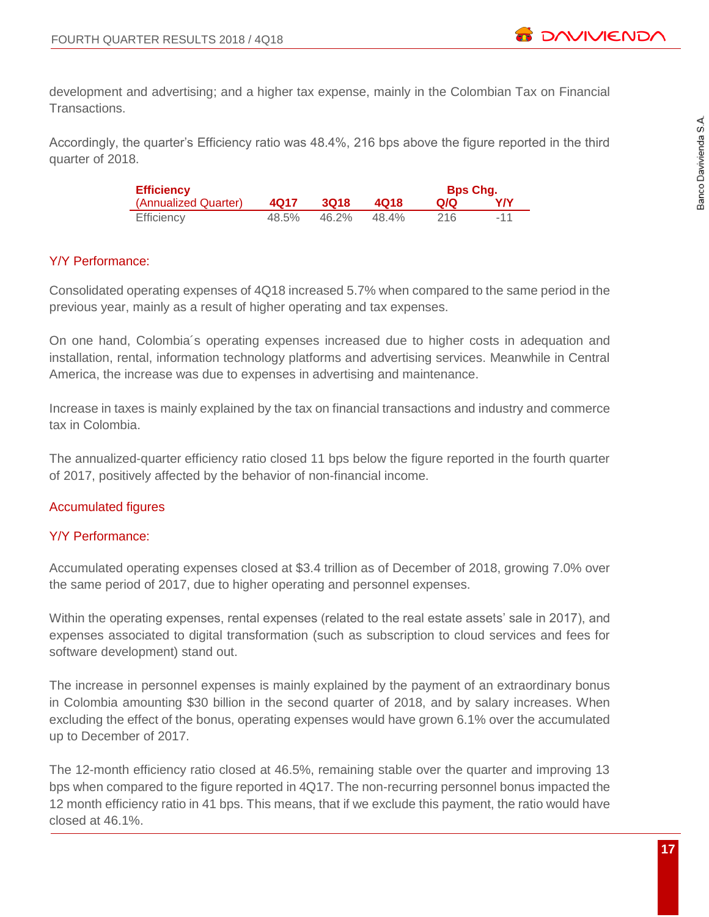development and advertising; and a higher tax expense, mainly in the Colombian Tax on Financial Transactions.

Accordingly, the quarter's Efficiency ratio was 48.4%, 216 bps above the figure reported in the third quarter of 2018.

| Efficiency (Annualized Quarter) | 4Q17 | 3Q18 | 4Q18 | Bps Chg. Q/Q | Y/Y |
|---|---|---|---|---|---|
| Efficiency | 48.5% | 46.2% | 48.4% | 216 | -11 |

### Y/Y Performance:

Consolidated operating expenses of 4Q18 increased 5.7% when compared to the same period in the previous year, mainly as a result of higher operating and tax expenses.

On one hand, Colombia´s operating expenses increased due to higher costs in adequation and installation, rental, information technology platforms and advertising services. Meanwhile in Central America, the increase was due to expenses in advertising and maintenance.

Increase in taxes is mainly explained by the tax on financial transactions and industry and commerce tax in Colombia.

The annualized-quarter efficiency ratio closed 11 bps below the figure reported in the fourth quarter of 2017, positively affected by the behavior of non-financial income.

### Accumulated figures

### Y/Y Performance:

Accumulated operating expenses closed at $3.4 trillion as of December of 2018, growing 7.0% over the same period of 2017, due to higher operating and personnel expenses.

Within the operating expenses, rental expenses (related to the real estate assets' sale in 2017), and expenses associated to digital transformation (such as subscription to cloud services and fees for software development) stand out.

The increase in personnel expenses is mainly explained by the payment of an extraordinary bonus in Colombia amounting $30 billion in the second quarter of 2018, and by salary increases. When excluding the effect of the bonus, operating expenses would have grown 6.1% over the accumulated up to December of 2017.

The 12-month efficiency ratio closed at 46.5%, remaining stable over the quarter and improving 13 bps when compared to the figure reported in 4Q17. The non-recurring personnel bonus impacted the 12 month efficiency ratio in 41 bps. This means, that if we exclude this payment, the ratio would have closed at 46.1%.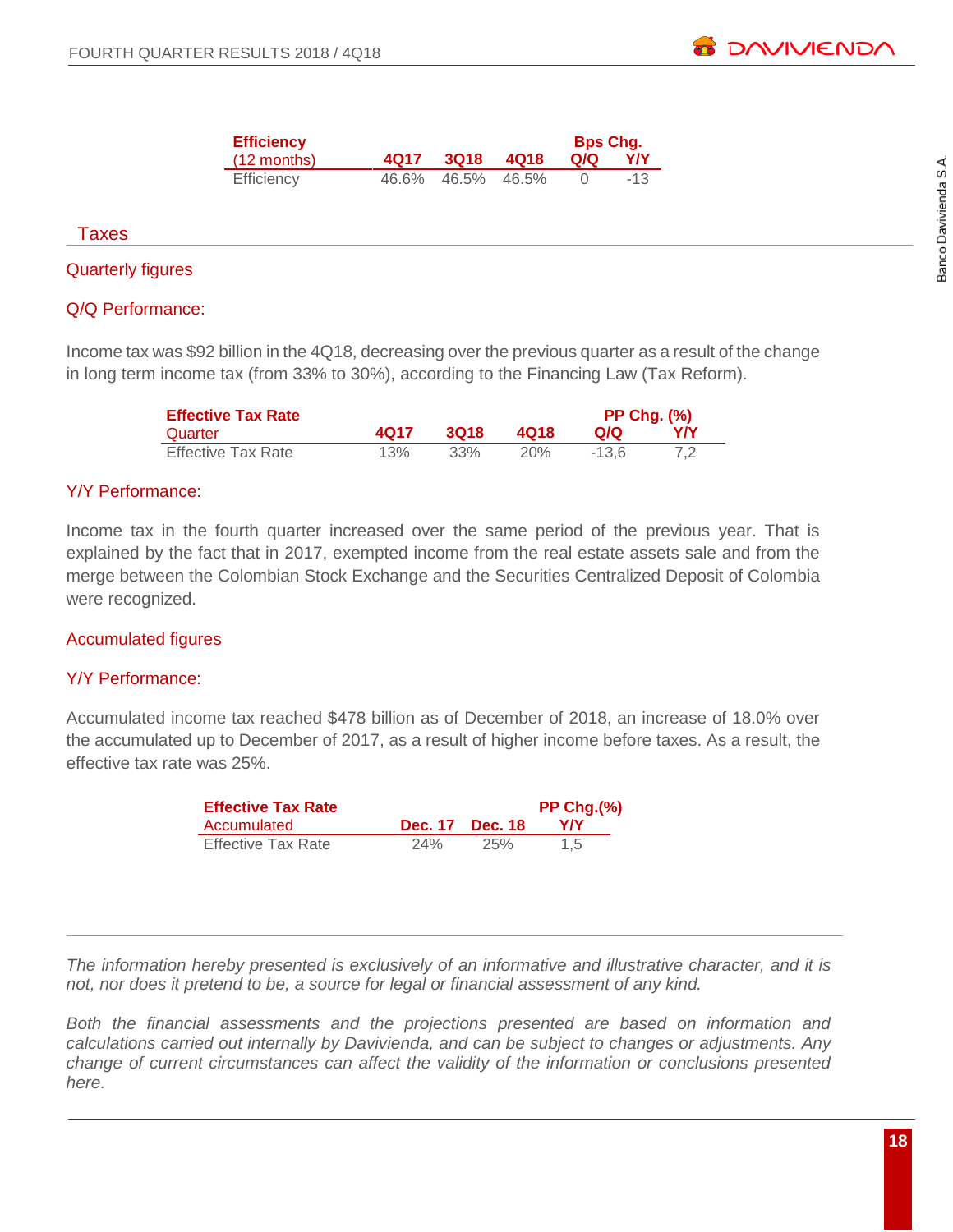| Efficiency (12 months) | 4Q17 | 3Q18 | 4Q18 | Bps Chg. Q/Q | Y/Y |
|---|---|---|---|---|---|
| Efficiency | 46.6% | 46.5% | 46.5% | 0 | -13 |

## Taxes

### Quarterly figures

### Q/Q Performance:

Income tax was $92 billion in the 4Q18, decreasing over the previous quarter as a result of the change in long term income tax (from 33% to 30%), according to the Financing Law (Tax Reform).

| Effective Tax Rate Quarter | 4Q17 | 3Q18 | 4Q18 | PP Chg. (%) Q/Q | Y/Y |
|---|---|---|---|---|---|
| Effective Tax Rate | 13% | 33% | 20% | -13,6 | 7,2 |

### Y/Y Performance:

Income tax in the fourth quarter increased over the same period of the previous year. That is explained by the fact that in 2017, exempted income from the real estate assets sale and from the merge between the Colombian Stock Exchange and the Securities Centralized Deposit of Colombia were recognized.

### Accumulated figures

### Y/Y Performance:

Accumulated income tax reached $478 billion as of December of 2018, an increase of 18.0% over the accumulated up to December of 2017, as a result of higher income before taxes. As a result, the effective tax rate was 25%.

| Effective Tax Rate Accumulated | Dec. 17 | Dec. 18 | PP Chg.(%) Y/Y |
|---|---|---|---|
| Effective Tax Rate | 24% | 25% | 1,5 |

*The information hereby presented is exclusively of an informative and illustrative character, and it is not, nor does it pretend to be, a source for legal or financial assessment of any kind.*

*Both the financial assessments and the projections presented are based on information and calculations carried out internally by Davivienda, and can be subject to changes or adjustments. Any change of current circumstances can affect the validity of the information or conclusions presented here.*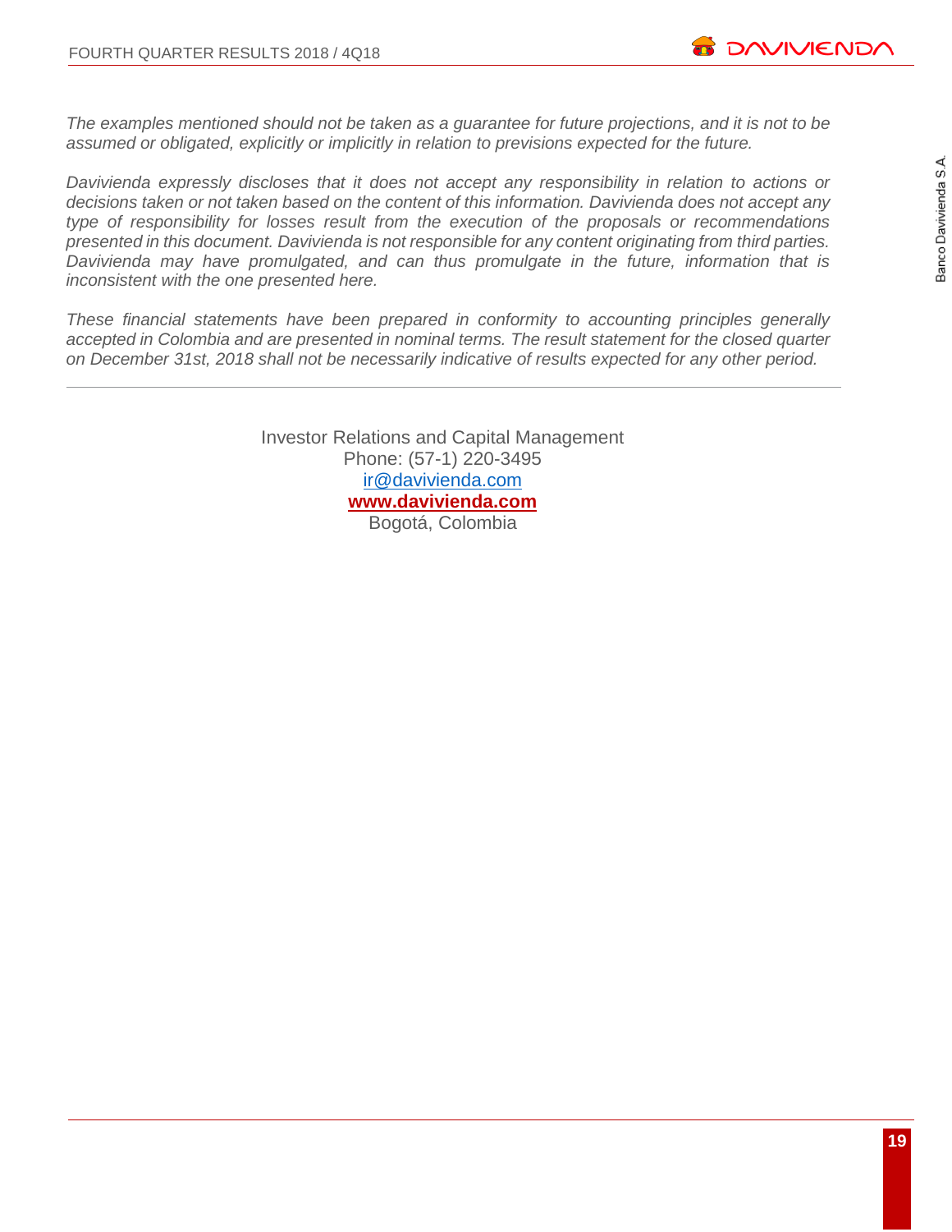*The examples mentioned should not be taken as a guarantee for future projections, and it is not to be assumed or obligated, explicitly or implicitly in relation to previsions expected for the future.*

*Davivienda expressly discloses that it does not accept any responsibility in relation to actions or decisions taken or not taken based on the content of this information. Davivienda does not accept any type of responsibility for losses result from the execution of the proposals or recommendations presented in this document. Davivienda is not responsible for any content originating from third parties. Davivienda may have promulgated, and can thus promulgate in the future, information that is inconsistent with the one presented here.*

*These financial statements have been prepared in conformity to accounting principles generally accepted in Colombia and are presented in nominal terms. The result statement for the closed quarter on December 31st, 2018 shall not be necessarily indicative of results expected for any other period.*

---

Investor Relations and Capital Management
Phone: (57-1) 220-3495
ir@davivienda.com
**www.davivienda.com**
Bogotá, Colombia